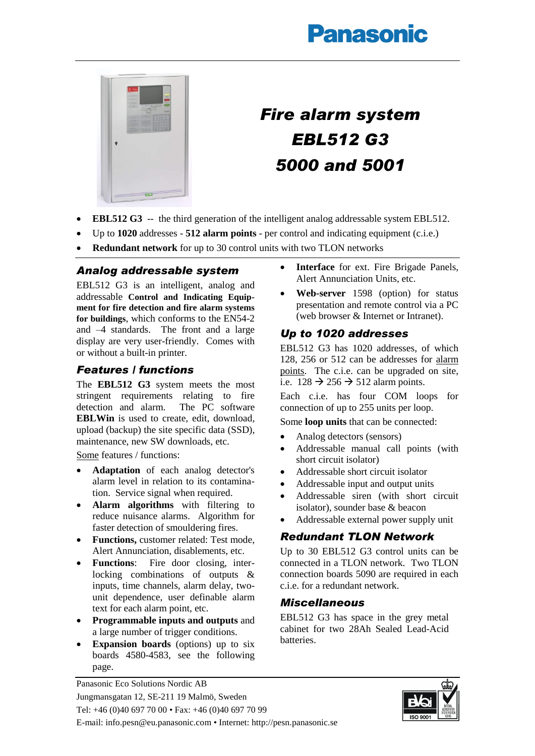Panasonic

# Fire alarm system EBL512 G3 5000 and 5001

- **EBL512 G3** -- the third generation of the intelligent analog addressable system EBL512.
- Up to **1020** addresses - **512 alarm points** - per control and indicating equipment (c.i.e.)
- **Redundant network** for up to 30 control units with two TLON networks

## Analog addressable system

EBL512 G3 is an intelligent, analog and addressable **Control and Indicating Equipment for fire detection and fire alarm systems for buildings**, which conforms to the EN54-2 and –4 standards. The front and a large display are very user-friendly. Comes with or without a built-in printer.

## Features / functions

The **EBL512 G3** system meets the most stringent requirements relating to fire detection and alarm. The PC software **EBLWin** is used to create, edit, download, upload (backup) the site specific data (SSD), maintenance, new SW downloads, etc.

Some features / functions:

- **Adaptation** of each analog detector's alarm level in relation to its contamination. Service signal when required.
- **Alarm algorithms** with filtering to reduce nuisance alarms. Algorithm for faster detection of smouldering fires.
- **Functions,** customer related: Test mode, Alert Annunciation, disablements, etc.
- **Functions**: Fire door closing, interlocking combinations of outputs & inputs, time channels, alarm delay, two-unit dependence, user definable alarm text for each alarm point, etc.
- **Programmable inputs and outputs** and a large number of trigger conditions.
- **Expansion boards** (options) up to six boards 4580-4583, see the following page.
- **Interface** for ext. Fire Brigade Panels, Alert Annunciation Units, etc.
- **Web-server** 1598 (option) for status presentation and remote control via a PC (web browser & Internet or Intranet).

## Up to 1020 addresses

EBL512 G3 has 1020 addresses, of which 128, 256 or 512 can be addresses for alarm points. The c.i.e. can be upgraded on site, i.e. 128 → 256 → 512 alarm points.

Each c.i.e. has four COM loops for connection of up to 255 units per loop.

Some **loop units** that can be connected:

- Analog detectors (sensors)
- Addressable manual call points (with short circuit isolator)
- Addressable short circuit isolator
- Addressable input and output units
- Addressable siren (with short circuit isolator), sounder base & beacon
- Addressable external power supply unit

## Redundant TLON Network

Up to 30 EBL512 G3 control units can be connected in a TLON network. Two TLON connection boards 5090 are required in each c.i.e. for a redundant network.

## Miscellaneous

EBL512 G3 has space in the grey metal cabinet for two 28Ah Sealed Lead-Acid batteries.

Panasonic Eco Solutions Nordic AB
Jungmansgatan 12, SE-211 19 Malmö, Sweden
Tel: +46 (0)40 697 70 00 • Fax: +46 (0)40 697 70 99
E-mail: info.pesn@eu.panasonic.com • Internet: http://pesn.panasonic.se

ISO 9001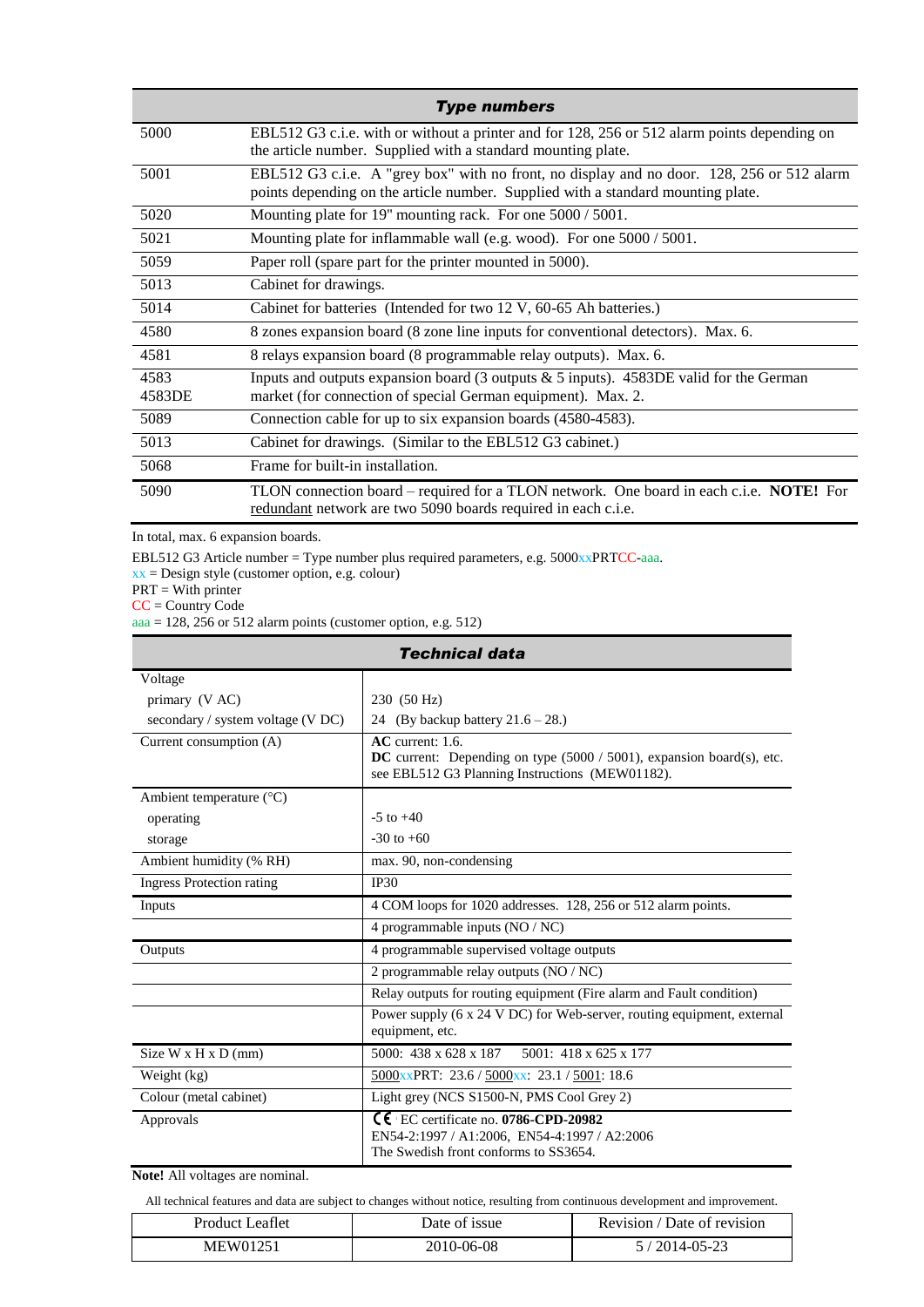| Type numbers | |
|---|---|
| 5000 | EBL512 G3 c.i.e. with or without a printer and for 128, 256 or 512 alarm points depending on the article number. Supplied with a standard mounting plate. |
| 5001 | EBL512 G3 c.i.e. A "grey box" with no front, no display and no door. 128, 256 or 512 alarm points depending on the article number. Supplied with a standard mounting plate. |
| 5020 | Mounting plate for 19" mounting rack. For one 5000 / 5001. |
| 5021 | Mounting plate for inflammable wall (e.g. wood). For one 5000 / 5001. |
| 5059 | Paper roll (spare part for the printer mounted in 5000). |
| 5013 | Cabinet for drawings. |
| 5014 | Cabinet for batteries (Intended for two 12 V, 60-65 Ah batteries.) |
| 4580 | 8 zones expansion board (8 zone line inputs for conventional detectors). Max. 6. |
| 4581 | 8 relays expansion board (8 programmable relay outputs). Max. 6. |
| 4583 4583DE | Inputs and outputs expansion board (3 outputs & 5 inputs). 4583DE valid for the German market (for connection of special German equipment). Max. 2. |
| 5089 | Connection cable for up to six expansion boards (4580-4583). |
| 5013 | Cabinet for drawings. (Similar to the EBL512 G3 cabinet.) |
| 5068 | Frame for built-in installation. |
| 5090 | TLON connection board – required for a TLON network. One board in each c.i.e. **NOTE!** For redundant network are two 5090 boards required in each c.i.e. |

In total, max. 6 expansion boards.

EBL512 G3 Article number = Type number plus required parameters, e.g. 5000xxPRTCC-aaa.
xx = Design style (customer option, e.g. colour)
PRT = With printer
CC = Country Code
aaa = 128, 256 or 512 alarm points (customer option, e.g. 512)

| Technical data | |
|---|---|
| Voltage<br>primary (V AC)<br>secondary / system voltage (V DC) | <br>230 (50 Hz)<br>24 (By backup battery 21.6 – 28.) |
| Current consumption (A) | **AC** current: 1.6.<br>**DC** current: Depending on type (5000 / 5001), expansion board(s), etc. see EBL512 G3 Planning Instructions (MEW01182). |
| Ambient temperature (°C)<br>operating<br>storage | <br>-5 to +40<br>-30 to +60 |
| Ambient humidity (% RH) | max. 90, non-condensing |
| Ingress Protection rating | IP30 |
| Inputs | 4 COM loops for 1020 addresses. 128, 256 or 512 alarm points. |
| | 4 programmable inputs (NO / NC) |
| Outputs | 4 programmable supervised voltage outputs |
| | 2 programmable relay outputs (NO / NC) |
| | Relay outputs for routing equipment (Fire alarm and Fault condition) |
| | Power supply (6 x 24 V DC) for Web-server, routing equipment, external equipment, etc. |
| Size W x H x D (mm) | 5000: 438 x 628 x 187 5001: 418 x 625 x 177 |
| Weight (kg) | 5000xxPRT: 23.6 / 5000xx: 23.1 / 5001: 18.6 |
| Colour (metal cabinet) | Light grey (NCS S1500-N, PMS Cool Grey 2) |
| Approvals | CE EC certificate no. **0786-CPD-20982**<br>EN54-2:1997 / A1:2006, EN54-4:1997 / A2:2006<br>The Swedish front conforms to SS3654. |

**Note!** All voltages are nominal.

All technical features and data are subject to changes without notice, resulting from continuous development and improvement.

| Product Leaflet | Date of issue | Revision / Date of revision |
|---|---|---|
| MEW01251 | 2010-06-08 | 5 / 2014-05-23 |